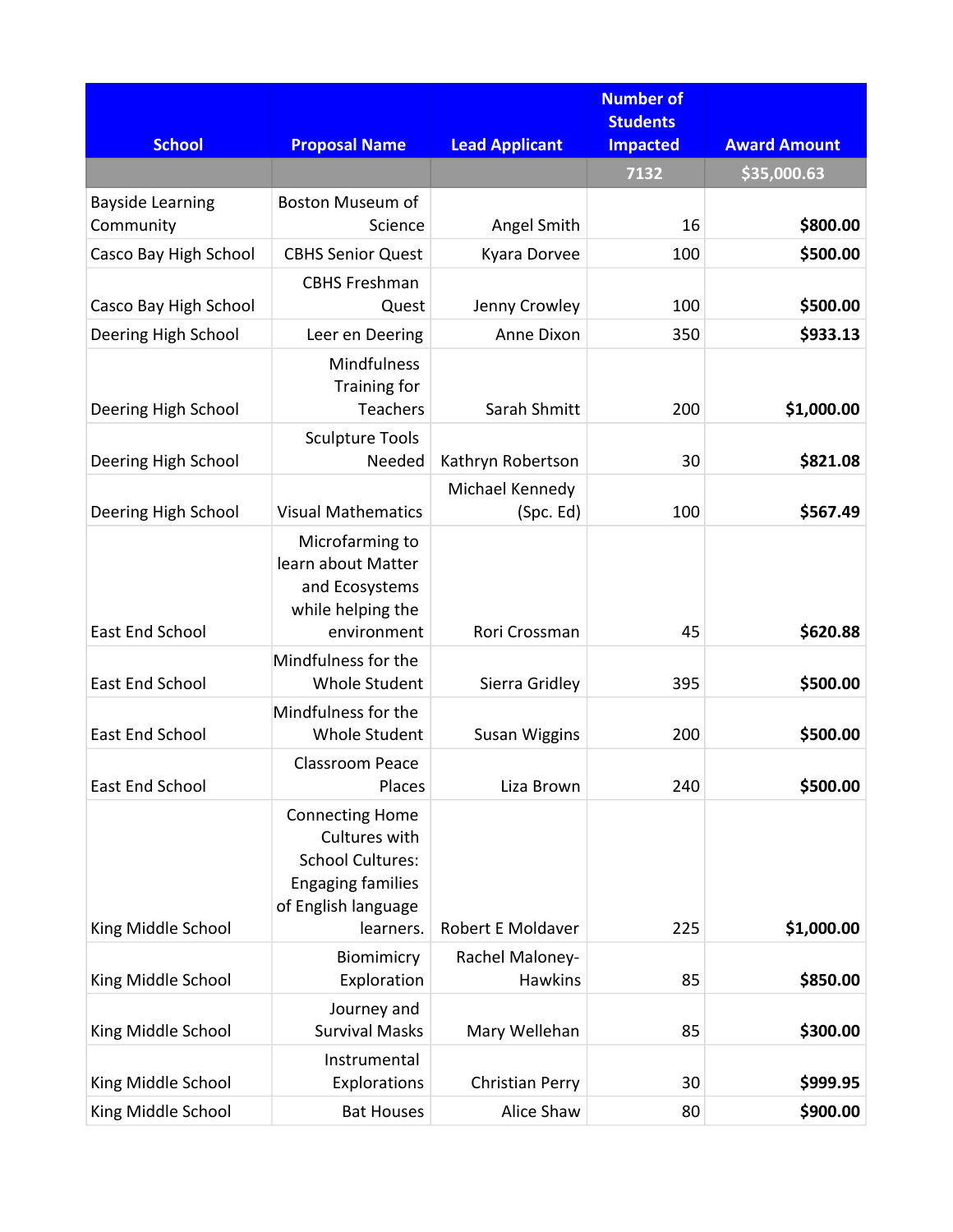| School | Proposal Name | Lead Applicant | Number of Students Impacted | Award Amount |
|---|---|---|---|---|
| | | | 7132 | $35,000.63 |
| Bayside Learning Community | Boston Museum of Science | Angel Smith | 16 | **$800.00** |
| Casco Bay High School | CBHS Senior Quest | Kyara Dorvee | 100 | **$500.00** |
| Casco Bay High School | CBHS Freshman Quest | Jenny Crowley | 100 | **$500.00** |
| Deering High School | Leer en Deering | Anne Dixon | 350 | **$933.13** |
| Deering High School | Mindfulness Training for Teachers | Sarah Shmitt | 200 | **$1,000.00** |
| Deering High School | Sculpture Tools Needed | Kathryn Robertson | 30 | **$821.08** |
| Deering High School | Visual Mathematics | Michael Kennedy (Spc. Ed) | 100 | **$567.49** |
| East End School | Microfarming to learn about Matter and Ecosystems while helping the environment | Rori Crossman | 45 | **$620.88** |
| East End School | Mindfulness for the Whole Student | Sierra Gridley | 395 | **$500.00** |
| East End School | Mindfulness for the Whole Student | Susan Wiggins | 200 | **$500.00** |
| East End School | Classroom Peace Places | Liza Brown | 240 | **$500.00** |
| King Middle School | Connecting Home Cultures with School Cultures: Engaging families of English language learners. | Robert E Moldaver | 225 | **$1,000.00** |
| King Middle School | Biomimicry Exploration | Rachel Maloney-Hawkins | 85 | **$850.00** |
| King Middle School | Journey and Survival Masks | Mary Wellehan | 85 | **$300.00** |
| King Middle School | Instrumental Explorations | Christian Perry | 30 | **$999.95** |
| King Middle School | Bat Houses | Alice Shaw | 80 | **$900.00** |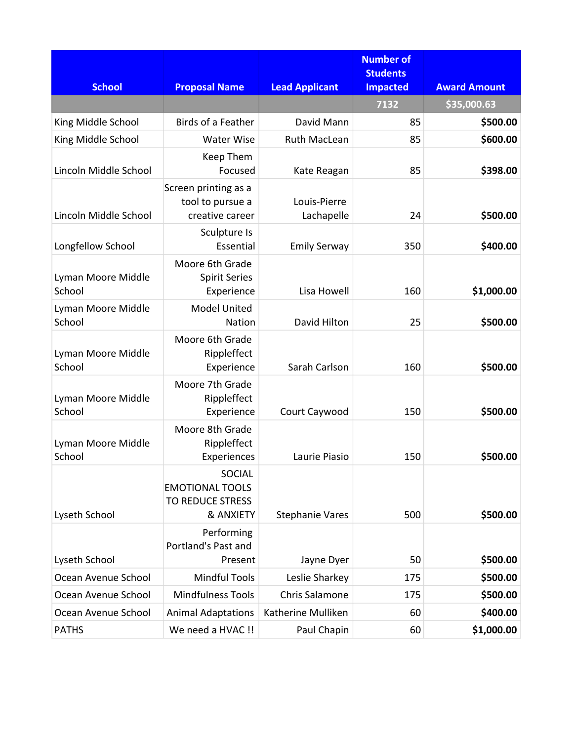| School | Proposal Name | Lead Applicant | Number of Students Impacted | Award Amount |
|---|---|---|---|---|
| | | | 7132 | $35,000.63 |
| King Middle School | Birds of a Feather | David Mann | 85 | **$500.00** |
| King Middle School | Water Wise | Ruth MacLean | 85 | **$600.00** |
| Lincoln Middle School | Keep Them Focused | Kate Reagan | 85 | **$398.00** |
| Lincoln Middle School | Screen printing as a tool to pursue a creative career | Louis-Pierre Lachapelle | 24 | **$500.00** |
| Longfellow School | Sculpture Is Essential | Emily Serway | 350 | **$400.00** |
| Lyman Moore Middle School | Moore 6th Grade Spirit Series Experience | Lisa Howell | 160 | **$1,000.00** |
| Lyman Moore Middle School | Model United Nation | David Hilton | 25 | **$500.00** |
| Lyman Moore Middle School | Moore 6th Grade Rippleffect Experience | Sarah Carlson | 160 | **$500.00** |
| Lyman Moore Middle School | Moore 7th Grade Rippleffect Experience | Court Caywood | 150 | **$500.00** |
| Lyman Moore Middle School | Moore 8th Grade Rippleffect Experiences | Laurie Piasio | 150 | **$500.00** |
| Lyseth School | SOCIAL EMOTIONAL TOOLS TO REDUCE STRESS & ANXIETY | Stephanie Vares | 500 | **$500.00** |
| Lyseth School | Performing Portland's Past and Present | Jayne Dyer | 50 | **$500.00** |
| Ocean Avenue School | Mindful Tools | Leslie Sharkey | 175 | **$500.00** |
| Ocean Avenue School | Mindfulness Tools | Chris Salamone | 175 | **$500.00** |
| Ocean Avenue School | Animal Adaptations | Katherine Mulliken | 60 | **$400.00** |
| PATHS | We need a HVAC !! | Paul Chapin | 60 | **$1,000.00** |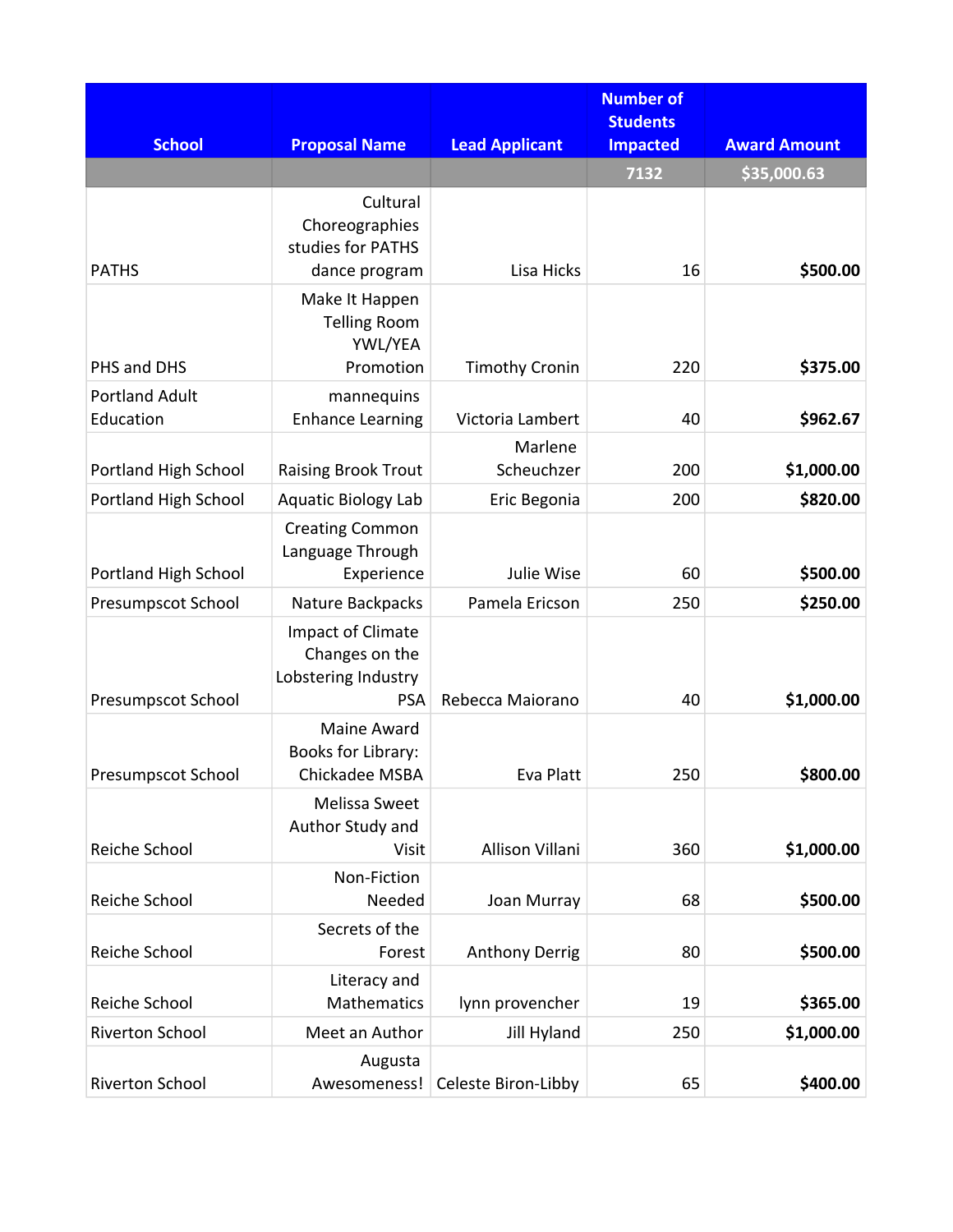| School | Proposal Name | Lead Applicant | Number of Students Impacted | Award Amount |
|---|---|---|---|---|
| | | | 7132 | $35,000.63 |
| PATHS | Cultural Choreographies studies for PATHS dance program | Lisa Hicks | 16 | **$500.00** |
| PHS and DHS | Make It Happen Telling Room YWL/YEA Promotion | Timothy Cronin | 220 | **$375.00** |
| Portland Adult Education | mannequins Enhance Learning | Victoria Lambert | 40 | **$962.67** |
| Portland High School | Raising Brook Trout | Marlene Scheuchzer | 200 | **$1,000.00** |
| Portland High School | Aquatic Biology Lab | Eric Begonia | 200 | **$820.00** |
| Portland High School | Creating Common Language Through Experience | Julie Wise | 60 | **$500.00** |
| Presumpscot School | Nature Backpacks | Pamela Ericson | 250 | **$250.00** |
| Presumpscot School | Impact of Climate Changes on the Lobstering Industry PSA | Rebecca Maiorano | 40 | **$1,000.00** |
| Presumpscot School | Maine Award Books for Library: Chickadee MSBA | Eva Platt | 250 | **$800.00** |
| Reiche School | Melissa Sweet Author Study and Visit | Allison Villani | 360 | **$1,000.00** |
| Reiche School | Non-Fiction Needed | Joan Murray | 68 | **$500.00** |
| Reiche School | Secrets of the Forest | Anthony Derrig | 80 | **$500.00** |
| Reiche School | Literacy and Mathematics | lynn provencher | 19 | **$365.00** |
| Riverton School | Meet an Author | Jill Hyland | 250 | **$1,000.00** |
| Riverton School | Augusta Awesomeness! | Celeste Biron-Libby | 65 | **$400.00** |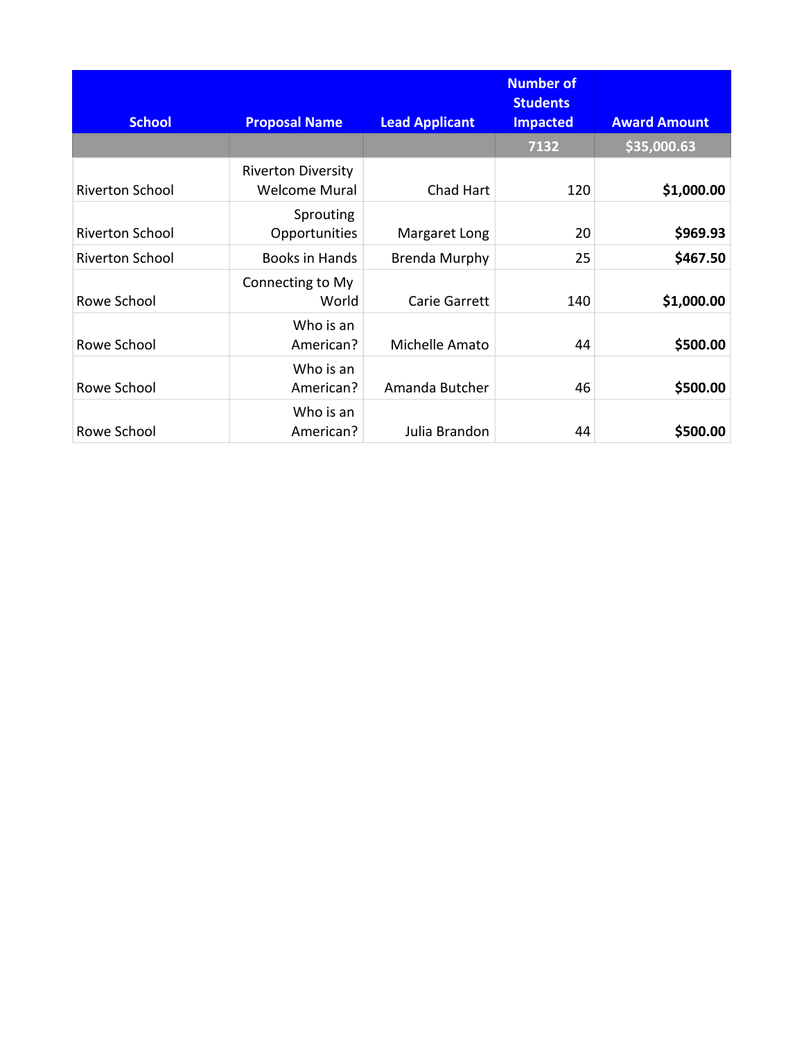| School | Proposal Name | Lead Applicant | Number of Students Impacted | Award Amount |
|---|---|---|---|---|
| | | | 7132 | $35,000.63 |
| Riverton School | Riverton Diversity Welcome Mural | Chad Hart | 120 | **$1,000.00** |
| Riverton School | Sprouting Opportunities | Margaret Long | 20 | **$969.93** |
| Riverton School | Books in Hands | Brenda Murphy | 25 | **$467.50** |
| Rowe School | Connecting to My World | Carie Garrett | 140 | **$1,000.00** |
| Rowe School | Who is an American? | Michelle Amato | 44 | **$500.00** |
| Rowe School | Who is an American? | Amanda Butcher | 46 | **$500.00** |
| Rowe School | Who is an American? | Julia Brandon | 44 | **$500.00** |